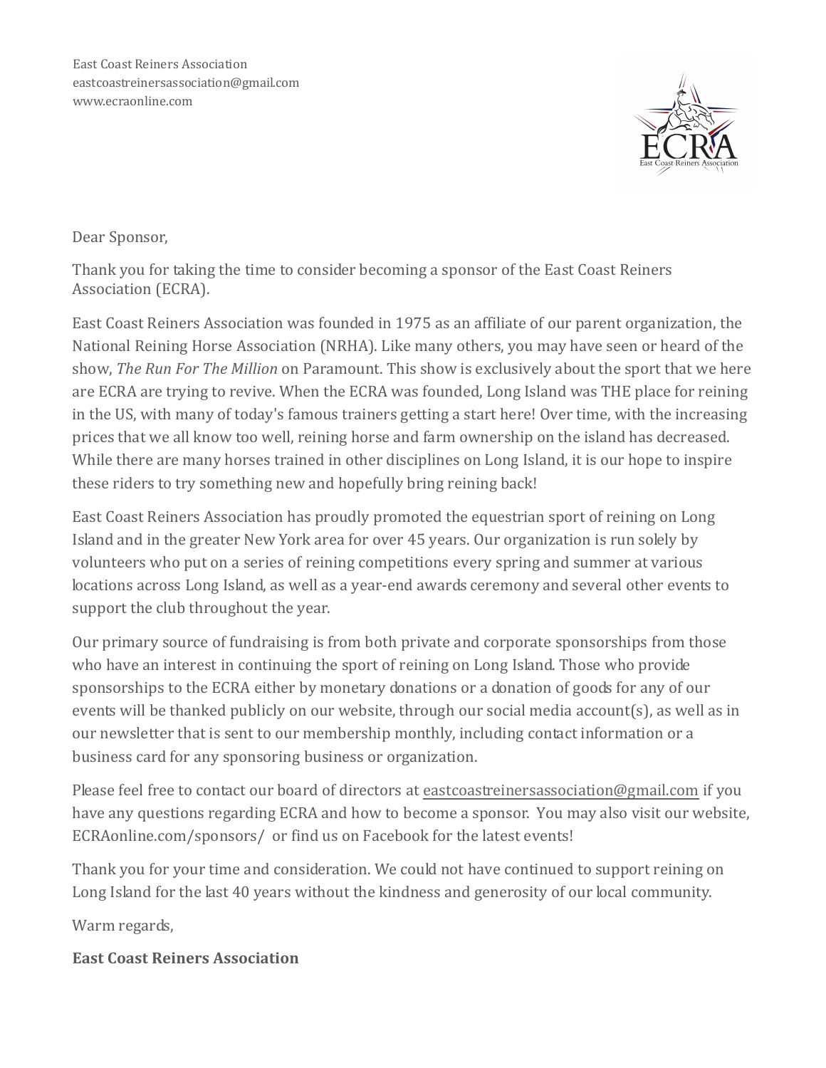East Coast Reiners Association
eastcoastreinersassociation@gmail.com
www.ecraonline.com

Dear Sponsor,

Thank you for taking the time to consider becoming a sponsor of the East Coast Reiners Association (ECRA).

East Coast Reiners Association was founded in 1975 as an affiliate of our parent organization, the National Reining Horse Association (NRHA). Like many others, you may have seen or heard of the show, *The Run For The Million* on Paramount. This show is exclusively about the sport that we here are ECRA are trying to revive. When the ECRA was founded, Long Island was THE place for reining in the US, with many of today's famous trainers getting a start here! Over time, with the increasing prices that we all know too well, reining horse and farm ownership on the island has decreased. While there are many horses trained in other disciplines on Long Island, it is our hope to inspire these riders to try something new and hopefully bring reining back!

East Coast Reiners Association has proudly promoted the equestrian sport of reining on Long Island and in the greater New York area for over 45 years. Our organization is run solely by volunteers who put on a series of reining competitions every spring and summer at various locations across Long Island, as well as a year-end awards ceremony and several other events to support the club throughout the year.

Our primary source of fundraising is from both private and corporate sponsorships from those who have an interest in continuing the sport of reining on Long Island. Those who provide sponsorships to the ECRA either by monetary donations or a donation of goods for any of our events will be thanked publicly on our website, through our social media account(s), as well as in our newsletter that is sent to our membership monthly, including contact information or a business card for any sponsoring business or organization.

Please feel free to contact our board of directors at eastcoastreinersassociation@gmail.com if you have any questions regarding ECRA and how to become a sponsor. You may also visit our website, ECRAonline.com/sponsors/ or find us on Facebook for the latest events!

Thank you for your time and consideration. We could not have continued to support reining on Long Island for the last 40 years without the kindness and generosity of our local community.

Warm regards,

**East Coast Reiners Association**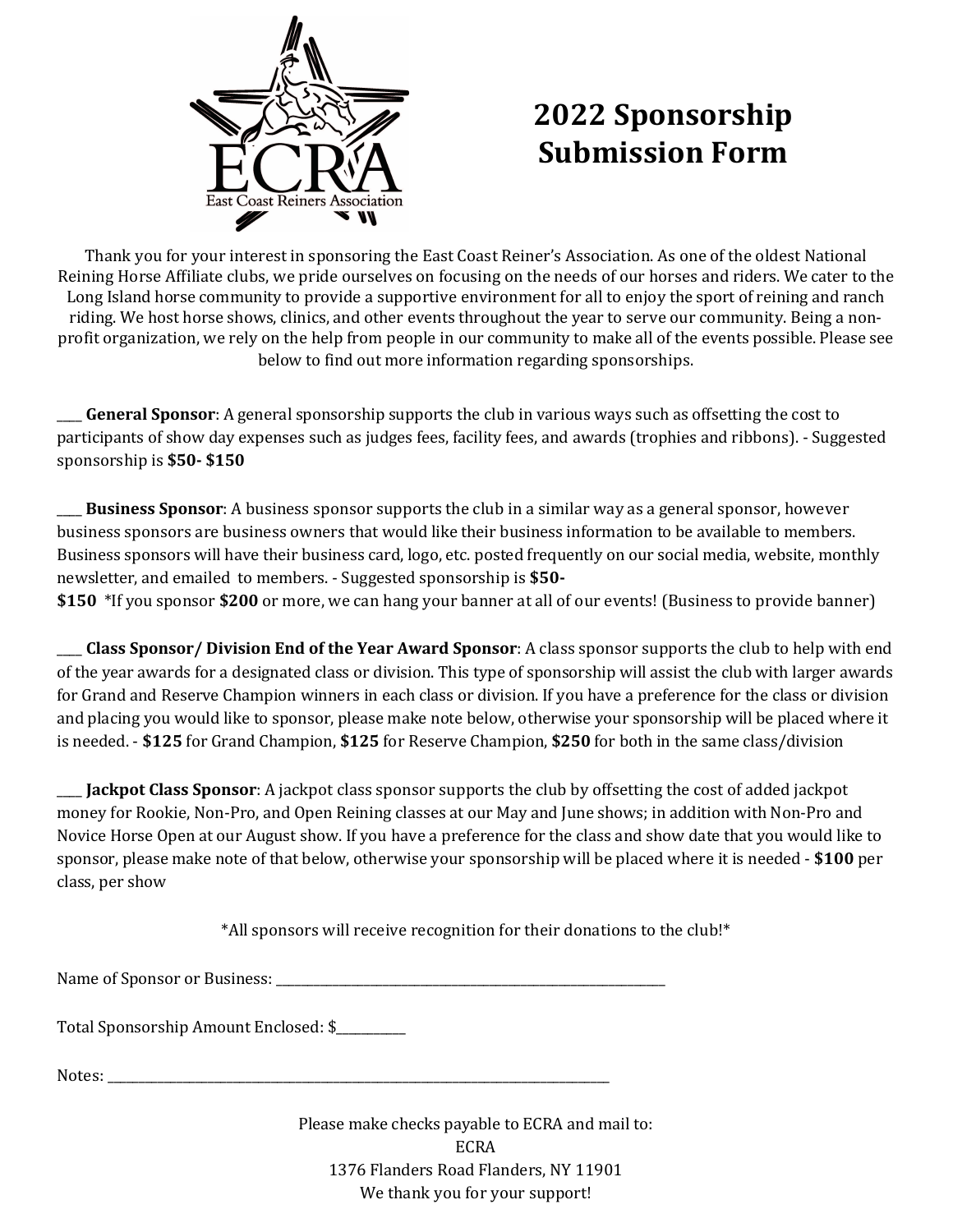# 2022 Sponsorship Submission Form

Thank you for your interest in sponsoring the East Coast Reiner's Association. As one of the oldest National Reining Horse Affiliate clubs, we pride ourselves on focusing on the needs of our horses and riders. We cater to the Long Island horse community to provide a supportive environment for all to enjoy the sport of reining and ranch riding. We host horse shows, clinics, and other events throughout the year to serve our community. Being a non-profit organization, we rely on the help from people in our community to make all of the events possible. Please see below to find out more information regarding sponsorships.

____ **General Sponsor**: A general sponsorship supports the club in various ways such as offsetting the cost to participants of show day expenses such as judges fees, facility fees, and awards (trophies and ribbons). - Suggested sponsorship is **$50- $150**

____ **Business Sponsor**: A business sponsor supports the club in a similar way as a general sponsor, however business sponsors are business owners that would like their business information to be available to members. Business sponsors will have their business card, logo, etc. posted frequently on our social media, website, monthly newsletter, and emailed to members. - Suggested sponsorship is **$50- $150** *If you sponsor **$200** or more, we can hang your banner at all of our events! (Business to provide banner)

____ **Class Sponsor/ Division End of the Year Award Sponsor**: A class sponsor supports the club to help with end of the year awards for a designated class or division. This type of sponsorship will assist the club with larger awards for Grand and Reserve Champion winners in each class or division. If you have a preference for the class or division and placing you would like to sponsor, please make note below, otherwise your sponsorship will be placed where it is needed. - **$125** for Grand Champion, **$125** for Reserve Champion, **$250** for both in the same class/division

____ **Jackpot Class Sponsor**: A jackpot class sponsor supports the club by offsetting the cost of added jackpot money for Rookie, Non-Pro, and Open Reining classes at our May and June shows; in addition with Non-Pro and Novice Horse Open at our August show. If you have a preference for the class and show date that you would like to sponsor, please make note of that below, otherwise your sponsorship will be placed where it is needed - **$100** per class, per show

*All sponsors will receive recognition for their donations to the club!*

Name of Sponsor or Business: ______________________________________________

Total Sponsorship Amount Enclosed: $__________

Notes: ____________________________________________________________

Please make checks payable to ECRA and mail to:
ECRA
1376 Flanders Road Flanders, NY 11901
We thank you for your support!